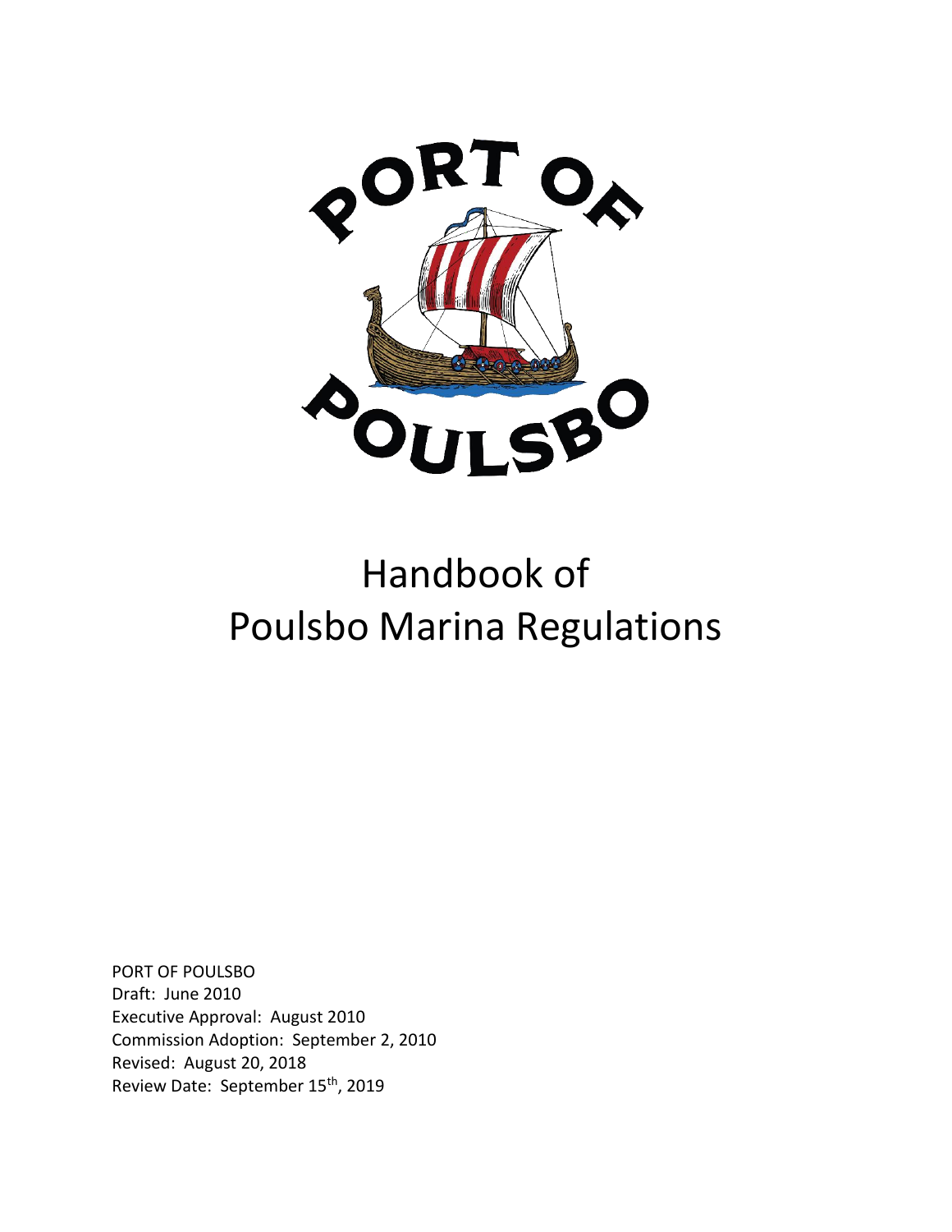# Handbook of Poulsbo Marina Regulations

PORT OF POULSBO
Draft: June 2010
Executive Approval: August 2010
Commission Adoption: September 2, 2010
Revised: August 20, 2018
Review Date: September 15th, 2019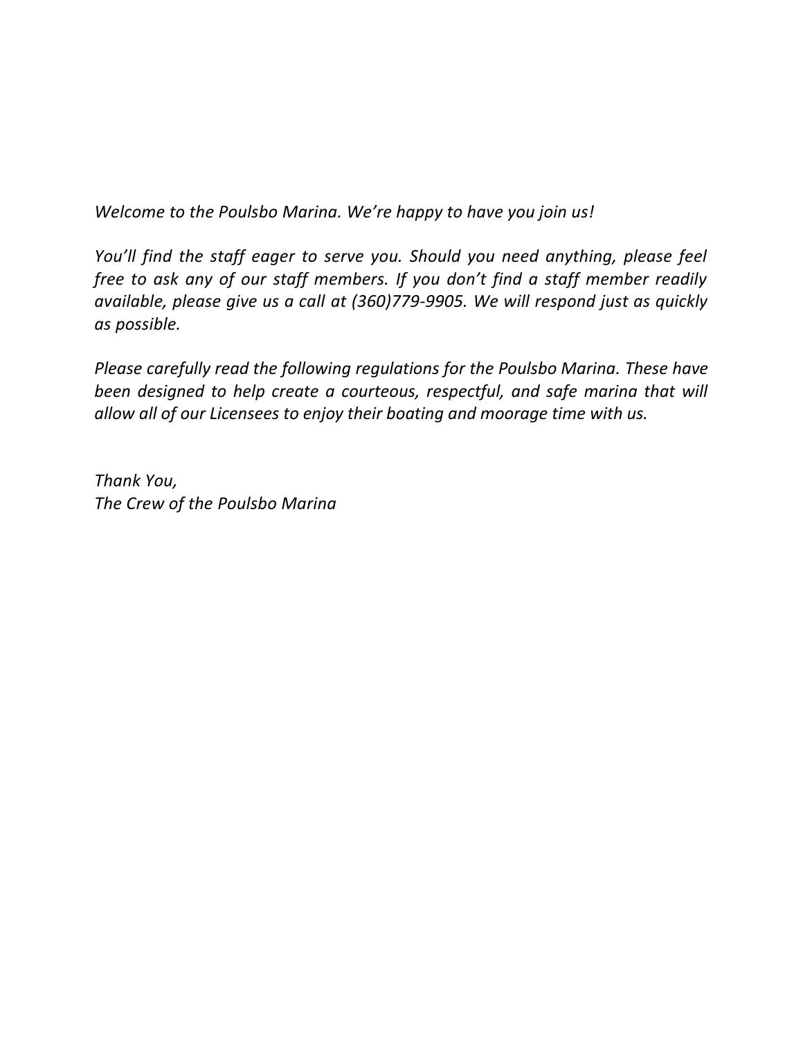*Welcome to the Poulsbo Marina. We're happy to have you join us!*

*You'll find the staff eager to serve you. Should you need anything, please feel free to ask any of our staff members. If you don't find a staff member readily available, please give us a call at (360)779-9905. We will respond just as quickly as possible.*

*Please carefully read the following regulations for the Poulsbo Marina. These have been designed to help create a courteous, respectful, and safe marina that will allow all of our Licensees to enjoy their boating and moorage time with us.*

*Thank You,*
*The Crew of the Poulsbo Marina*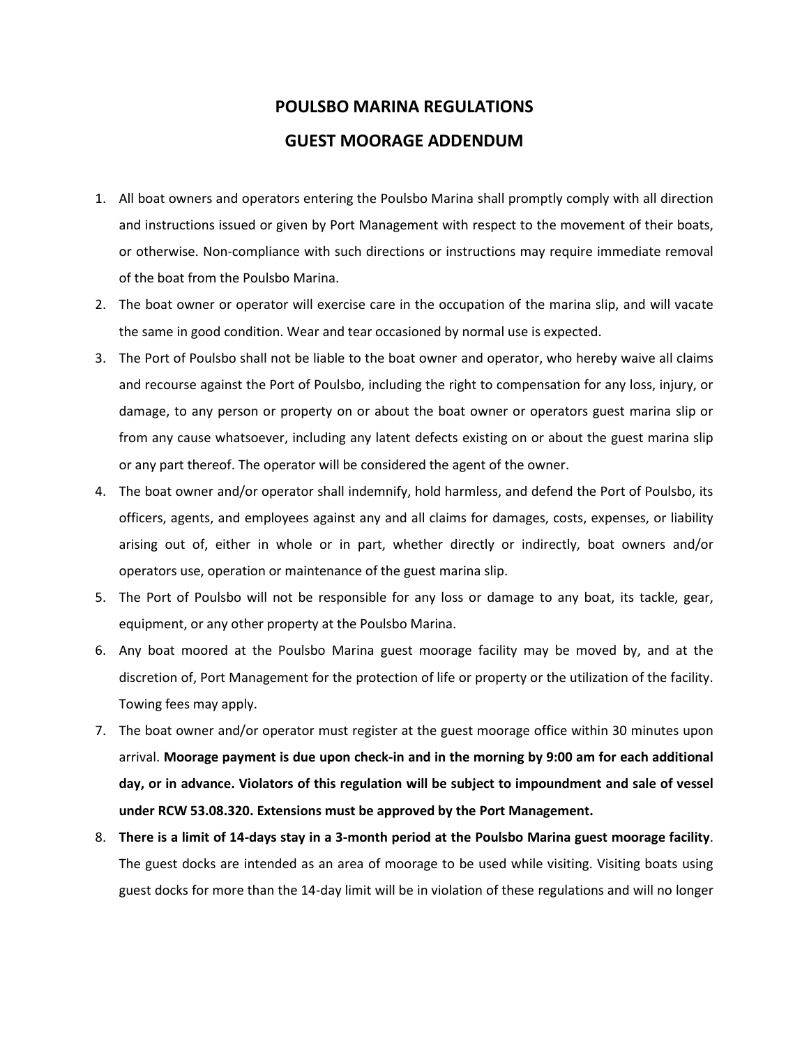# POULSBO MARINA REGULATIONS

# GUEST MOORAGE ADDENDUM

1. All boat owners and operators entering the Poulsbo Marina shall promptly comply with all direction and instructions issued or given by Port Management with respect to the movement of their boats, or otherwise. Non-compliance with such directions or instructions may require immediate removal of the boat from the Poulsbo Marina.
2. The boat owner or operator will exercise care in the occupation of the marina slip, and will vacate the same in good condition. Wear and tear occasioned by normal use is expected.
3. The Port of Poulsbo shall not be liable to the boat owner and operator, who hereby waive all claims and recourse against the Port of Poulsbo, including the right to compensation for any loss, injury, or damage, to any person or property on or about the boat owner or operators guest marina slip or from any cause whatsoever, including any latent defects existing on or about the guest marina slip or any part thereof. The operator will be considered the agent of the owner.
4. The boat owner and/or operator shall indemnify, hold harmless, and defend the Port of Poulsbo, its officers, agents, and employees against any and all claims for damages, costs, expenses, or liability arising out of, either in whole or in part, whether directly or indirectly, boat owners and/or operators use, operation or maintenance of the guest marina slip.
5. The Port of Poulsbo will not be responsible for any loss or damage to any boat, its tackle, gear, equipment, or any other property at the Poulsbo Marina.
6. Any boat moored at the Poulsbo Marina guest moorage facility may be moved by, and at the discretion of, Port Management for the protection of life or property or the utilization of the facility. Towing fees may apply.
7. The boat owner and/or operator must register at the guest moorage office within 30 minutes upon arrival. **Moorage payment is due upon check-in and in the morning by 9:00 am for each additional day, or in advance. Violators of this regulation will be subject to impoundment and sale of vessel under RCW 53.08.320. Extensions must be approved by the Port Management.**
8. **There is a limit of 14-days stay in a 3-month period at the Poulsbo Marina guest moorage facility**. The guest docks are intended as an area of moorage to be used while visiting. Visiting boats using guest docks for more than the 14-day limit will be in violation of these regulations and will no longer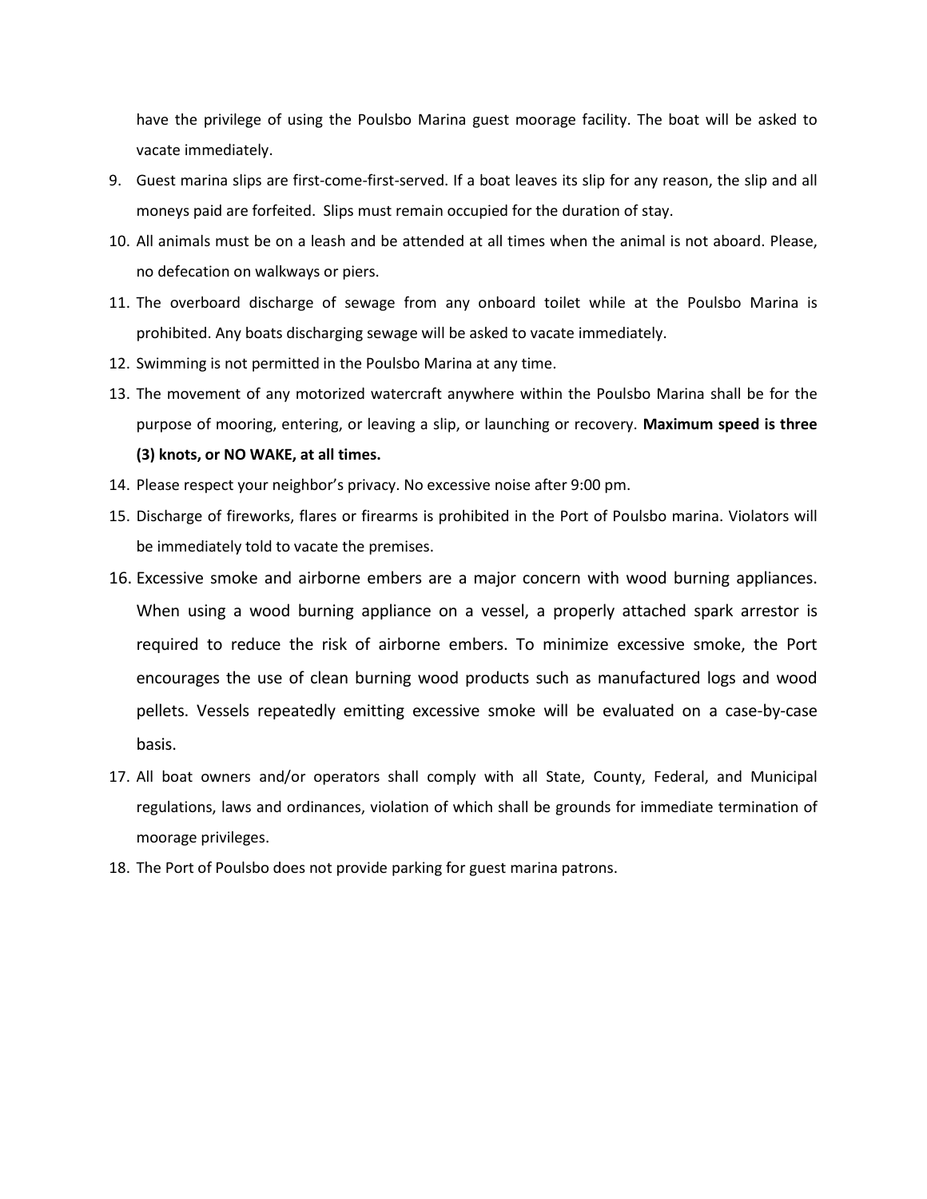have the privilege of using the Poulsbo Marina guest moorage facility. The boat will be asked to vacate immediately.

9. Guest marina slips are first-come-first-served. If a boat leaves its slip for any reason, the slip and all moneys paid are forfeited. Slips must remain occupied for the duration of stay.
10. All animals must be on a leash and be attended at all times when the animal is not aboard. Please, no defecation on walkways or piers.
11. The overboard discharge of sewage from any onboard toilet while at the Poulsbo Marina is prohibited. Any boats discharging sewage will be asked to vacate immediately.
12. Swimming is not permitted in the Poulsbo Marina at any time.
13. The movement of any motorized watercraft anywhere within the Poulsbo Marina shall be for the purpose of mooring, entering, or leaving a slip, or launching or recovery. **Maximum speed is three (3) knots, or NO WAKE, at all times.**
14. Please respect your neighbor's privacy. No excessive noise after 9:00 pm.
15. Discharge of fireworks, flares or firearms is prohibited in the Port of Poulsbo marina. Violators will be immediately told to vacate the premises.
16. Excessive smoke and airborne embers are a major concern with wood burning appliances. When using a wood burning appliance on a vessel, a properly attached spark arrestor is required to reduce the risk of airborne embers. To minimize excessive smoke, the Port encourages the use of clean burning wood products such as manufactured logs and wood pellets. Vessels repeatedly emitting excessive smoke will be evaluated on a case-by-case basis.
17. All boat owners and/or operators shall comply with all State, County, Federal, and Municipal regulations, laws and ordinances, violation of which shall be grounds for immediate termination of moorage privileges.
18. The Port of Poulsbo does not provide parking for guest marina patrons.